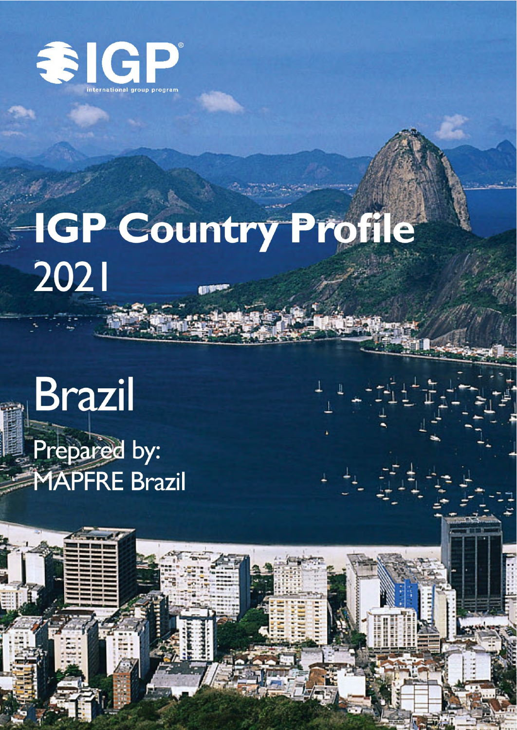IGP

international group program

# IGP Country Profile 2021

# Brazil

Prepared by:
MAPFRE Brazil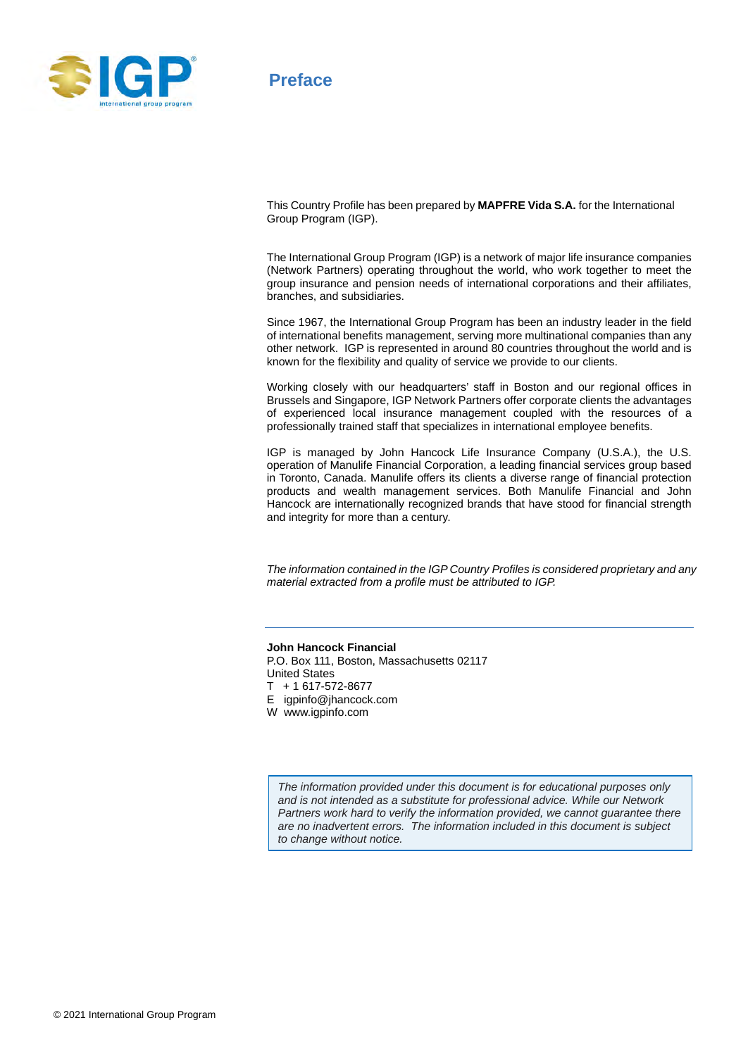# Preface

This Country Profile has been prepared by **MAPFRE Vida S.A.** for the International Group Program (IGP).

The International Group Program (IGP) is a network of major life insurance companies (Network Partners) operating throughout the world, who work together to meet the group insurance and pension needs of international corporations and their affiliates, branches, and subsidiaries.

Since 1967, the International Group Program has been an industry leader in the field of international benefits management, serving more multinational companies than any other network. IGP is represented in around 80 countries throughout the world and is known for the flexibility and quality of service we provide to our clients.

Working closely with our headquarters' staff in Boston and our regional offices in Brussels and Singapore, IGP Network Partners offer corporate clients the advantages of experienced local insurance management coupled with the resources of a professionally trained staff that specializes in international employee benefits.

IGP is managed by John Hancock Life Insurance Company (U.S.A.), the U.S. operation of Manulife Financial Corporation, a leading financial services group based in Toronto, Canada. Manulife offers its clients a diverse range of financial protection products and wealth management services. Both Manulife Financial and John Hancock are internationally recognized brands that have stood for financial strength and integrity for more than a century.

*The information contained in the IGP Country Profiles is considered proprietary and any material extracted from a profile must be attributed to IGP.*

---

**John Hancock Financial**
P.O. Box 111, Boston, Massachusetts 02117
United States
T + 1 617-572-8677
E igpinfo@jhancock.com
W www.igpinfo.com

*The information provided under this document is for educational purposes only and is not intended as a substitute for professional advice. While our Network Partners work hard to verify the information provided, we cannot guarantee there are no inadvertent errors. The information included in this document is subject to change without notice.*

© 2021 International Group Program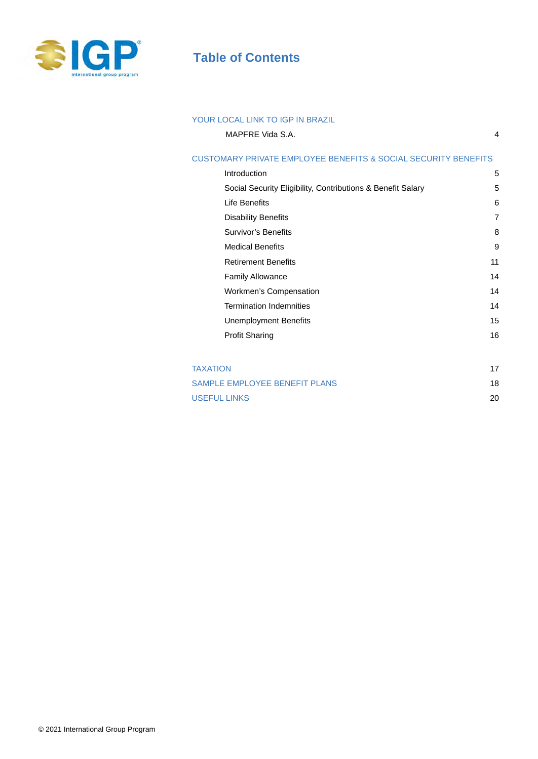# Table of Contents

| | |
|---|---|
| **YOUR LOCAL LINK TO IGP IN BRAZIL** | |
| MAPFRE Vida S.A. | 4 |
| **CUSTOMARY PRIVATE EMPLOYEE BENEFITS & SOCIAL SECURITY BENEFITS** | |
| Introduction | 5 |
| Social Security Eligibility, Contributions & Benefit Salary | 5 |
| Life Benefits | 6 |
| Disability Benefits | 7 |
| Survivor's Benefits | 8 |
| Medical Benefits | 9 |
| Retirement Benefits | 11 |
| Family Allowance | 14 |
| Workmen's Compensation | 14 |
| Termination Indemnities | 14 |
| Unemployment Benefits | 15 |
| Profit Sharing | 16 |
| **TAXATION** | 17 |
| **SAMPLE EMPLOYEE BENEFIT PLANS** | 18 |
| **USEFUL LINKS** | 20 |

© 2021 International Group Program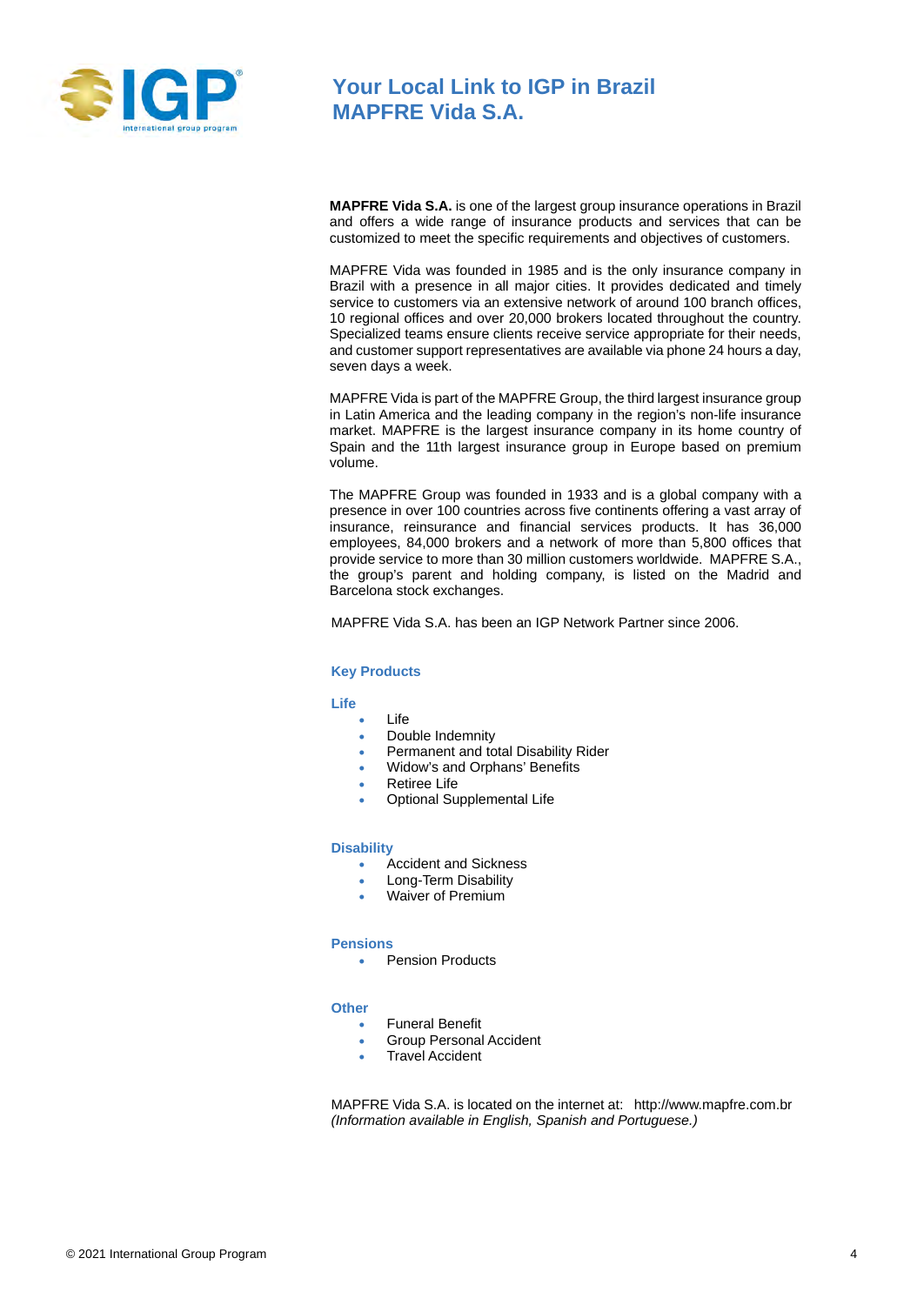# Your Local Link to IGP in Brazil
# MAPFRE Vida S.A.

**MAPFRE Vida S.A.** is one of the largest group insurance operations in Brazil and offers a wide range of insurance products and services that can be customized to meet the specific requirements and objectives of customers.

MAPFRE Vida was founded in 1985 and is the only insurance company in Brazil with a presence in all major cities. It provides dedicated and timely service to customers via an extensive network of around 100 branch offices, 10 regional offices and over 20,000 brokers located throughout the country. Specialized teams ensure clients receive service appropriate for their needs, and customer support representatives are available via phone 24 hours a day, seven days a week.

MAPFRE Vida is part of the MAPFRE Group, the third largest insurance group in Latin America and the leading company in the region's non-life insurance market. MAPFRE is the largest insurance company in its home country of Spain and the 11th largest insurance group in Europe based on premium volume.

The MAPFRE Group was founded in 1933 and is a global company with a presence in over 100 countries across five continents offering a vast array of insurance, reinsurance and financial services products. It has 36,000 employees, 84,000 brokers and a network of more than 5,800 offices that provide service to more than 30 million customers worldwide. MAPFRE S.A., the group's parent and holding company, is listed on the Madrid and Barcelona stock exchanges.

MAPFRE Vida S.A. has been an IGP Network Partner since 2006.

## Key Products

### Life

- Life
- Double Indemnity
- Permanent and total Disability Rider
- Widow's and Orphans' Benefits
- Retiree Life
- Optional Supplemental Life

### Disability

- Accident and Sickness
- Long-Term Disability
- Waiver of Premium

### Pensions

- Pension Products

### Other

- Funeral Benefit
- Group Personal Accident
- Travel Accident

MAPFRE Vida S.A. is located on the internet at: http://www.mapfre.com.br
*(Information available in English, Spanish and Portuguese.)*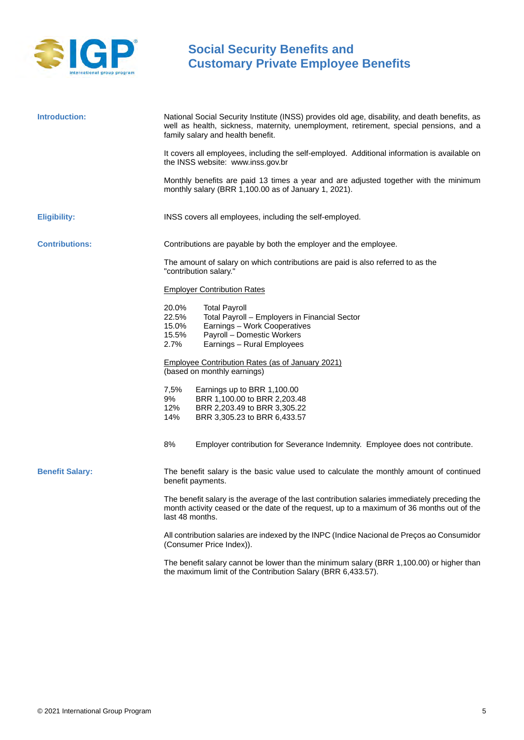# Social Security Benefits and Customary Private Employee Benefits

**Introduction:**

National Social Security Institute (INSS) provides old age, disability, and death benefits, as well as health, sickness, maternity, unemployment, retirement, special pensions, and a family salary and health benefit.

It covers all employees, including the self-employed. Additional information is available on the INSS website: www.inss.gov.br

Monthly benefits are paid 13 times a year and are adjusted together with the minimum monthly salary (BRR 1,100.00 as of January 1, 2021).

**Eligibility:**

INSS covers all employees, including the self-employed.

**Contributions:**

Contributions are payable by both the employer and the employee.

The amount of salary on which contributions are paid is also referred to as the "contribution salary."

Employer Contribution Rates

| | |
|---|---|
| 20.0% | Total Payroll |
| 22.5% | Total Payroll – Employers in Financial Sector |
| 15.0% | Earnings – Work Cooperatives |
| 15.5% | Payroll – Domestic Workers |
| 2.7% | Earnings – Rural Employees |

Employee Contribution Rates (as of January 2021)
(based on monthly earnings)

| | |
|---|---|
| 7,5% | Earnings up to BRR 1,100.00 |
| 9% | BRR 1,100.00 to BRR 2,203.48 |
| 12% | BRR 2,203.49 to BRR 3,305.22 |
| 14% | BRR 3,305.23 to BRR 6,433.57 |

8% Employer contribution for Severance Indemnity. Employee does not contribute.

**Benefit Salary:**

The benefit salary is the basic value used to calculate the monthly amount of continued benefit payments.

The benefit salary is the average of the last contribution salaries immediately preceding the month activity ceased or the date of the request, up to a maximum of 36 months out of the last 48 months.

All contribution salaries are indexed by the INPC (Indice Nacional de Preços ao Consumidor (Consumer Price Index)).

The benefit salary cannot be lower than the minimum salary (BRR 1,100.00) or higher than the maximum limit of the Contribution Salary (BRR 6,433.57).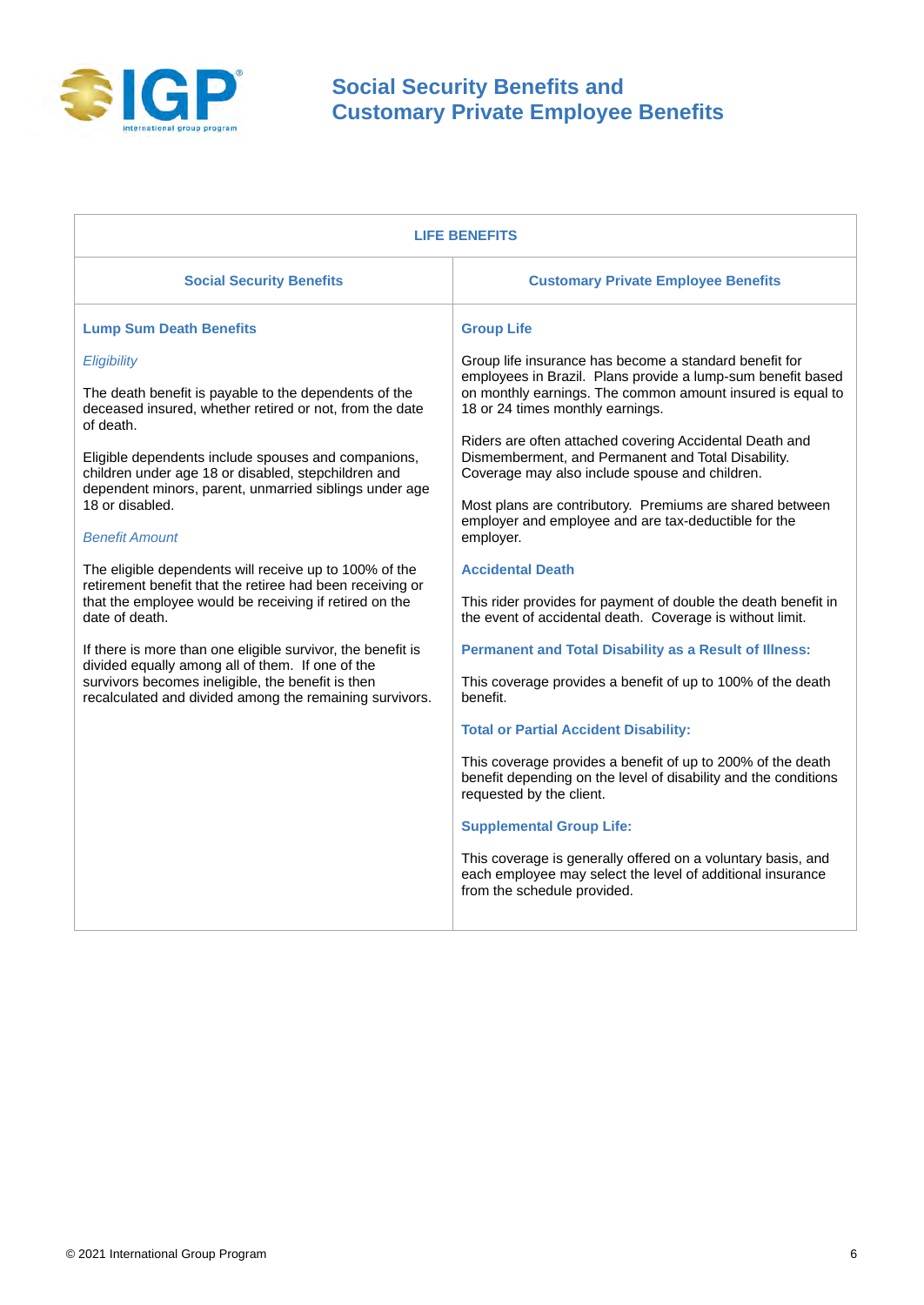# Social Security Benefits and Customary Private Employee Benefits

| LIFE BENEFITS | |
|---|---|
| **Social Security Benefits** | **Customary Private Employee Benefits** |
| **Lump Sum Death Benefits**<br><br>*Eligibility*<br><br>The death benefit is payable to the dependents of the deceased insured, whether retired or not, from the date of death.<br><br>Eligible dependents include spouses and companions, children under age 18 or disabled, stepchildren and dependent minors, parent, unmarried siblings under age 18 or disabled.<br><br>*Benefit Amount*<br><br>The eligible dependents will receive up to 100% of the retirement benefit that the retiree had been receiving or that the employee would be receiving if retired on the date of death.<br><br>If there is more than one eligible survivor, the benefit is divided equally among all of them. If one of the survivors becomes ineligible, the benefit is then recalculated and divided among the remaining survivors. | **Group Life**<br><br>Group life insurance has become a standard benefit for employees in Brazil. Plans provide a lump-sum benefit based on monthly earnings. The common amount insured is equal to 18 or 24 times monthly earnings.<br><br>Riders are often attached covering Accidental Death and Dismemberment, and Permanent and Total Disability. Coverage may also include spouse and children.<br><br>Most plans are contributory. Premiums are shared between employer and employee and are tax-deductible for the employer.<br><br>**Accidental Death**<br><br>This rider provides for payment of double the death benefit in the event of accidental death. Coverage is without limit.<br><br>**Permanent and Total Disability as a Result of Illness:**<br><br>This coverage provides a benefit of up to 100% of the death benefit.<br><br>**Total or Partial Accident Disability:**<br><br>This coverage provides a benefit of up to 200% of the death benefit depending on the level of disability and the conditions requested by the client.<br><br>**Supplemental Group Life:**<br><br>This coverage is generally offered on a voluntary basis, and each employee may select the level of additional insurance from the schedule provided. |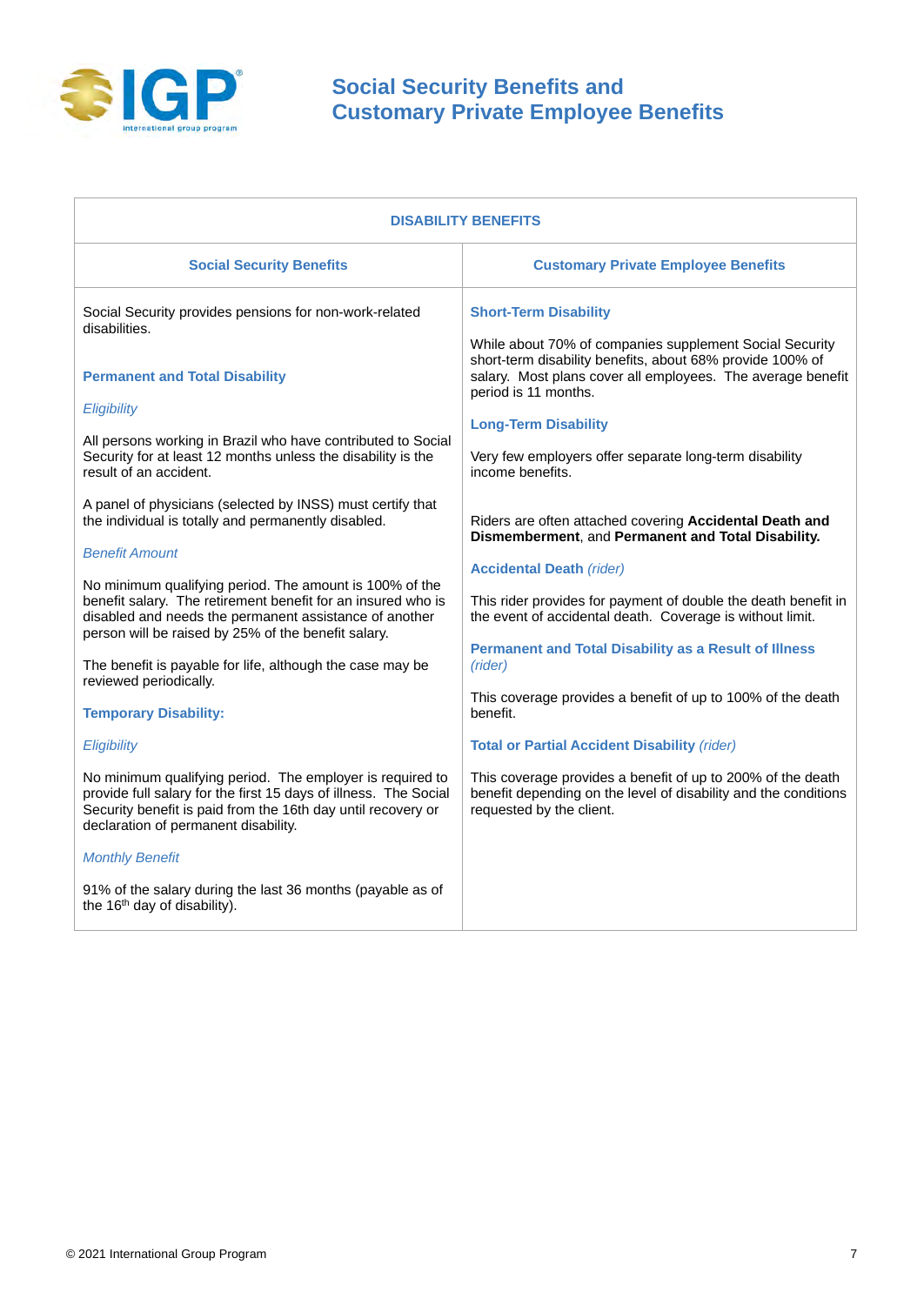# Social Security Benefits and Customary Private Employee Benefits

## DISABILITY BENEFITS

### Social Security Benefits

Social Security provides pensions for non-work-related disabilities.

**Permanent and Total Disability**

*Eligibility*

All persons working in Brazil who have contributed to Social Security for at least 12 months unless the disability is the result of an accident.

A panel of physicians (selected by INSS) must certify that the individual is totally and permanently disabled.

*Benefit Amount*

No minimum qualifying period. The amount is 100% of the benefit salary. The retirement benefit for an insured who is disabled and needs the permanent assistance of another person will be raised by 25% of the benefit salary.

The benefit is payable for life, although the case may be reviewed periodically.

**Temporary Disability:**

*Eligibility*

No minimum qualifying period. The employer is required to provide full salary for the first 15 days of illness. The Social Security benefit is paid from the 16th day until recovery or declaration of permanent disability.

*Monthly Benefit*

91% of the salary during the last 36 months (payable as of the 16th day of disability).

### Customary Private Employee Benefits

**Short-Term Disability**

While about 70% of companies supplement Social Security short-term disability benefits, about 68% provide 100% of salary. Most plans cover all employees. The average benefit period is 11 months.

**Long-Term Disability**

Very few employers offer separate long-term disability income benefits.

Riders are often attached covering **Accidental Death and Dismemberment**, and **Permanent and Total Disability.**

**Accidental Death** *(rider)*

This rider provides for payment of double the death benefit in the event of accidental death. Coverage is without limit.

**Permanent and Total Disability as a Result of Illness** *(rider)*

This coverage provides a benefit of up to 100% of the death benefit.

**Total or Partial Accident Disability** *(rider)*

This coverage provides a benefit of up to 200% of the death benefit depending on the level of disability and the conditions requested by the client.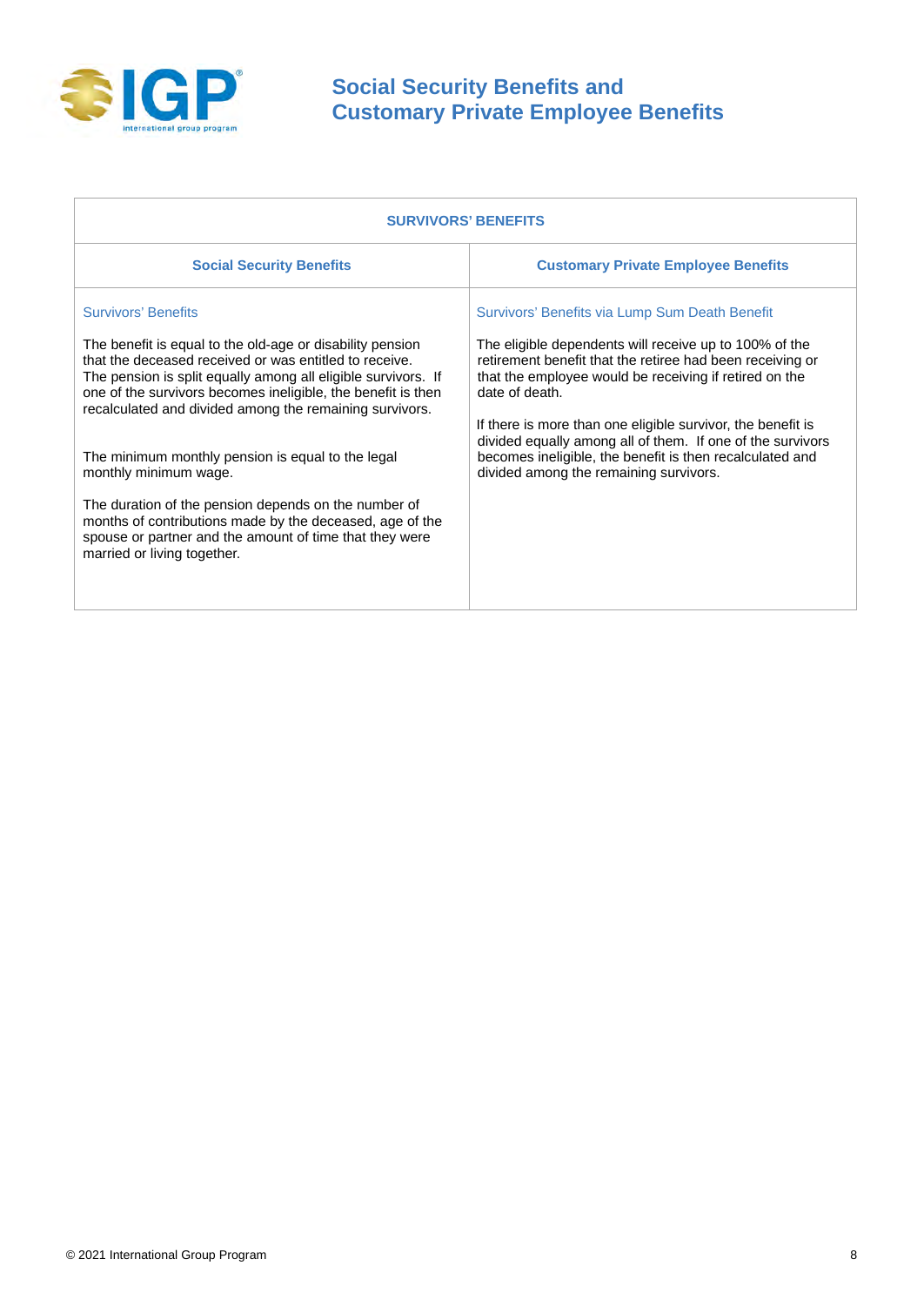# Social Security Benefits and Customary Private Employee Benefits

| SURVIVORS' BENEFITS | |
|---|---|
| **Social Security Benefits** | **Customary Private Employee Benefits** |
| Survivors' Benefits<br><br>The benefit is equal to the old-age or disability pension that the deceased received or was entitled to receive. The pension is split equally among all eligible survivors. If one of the survivors becomes ineligible, the benefit is then recalculated and divided among the remaining survivors.<br><br>The minimum monthly pension is equal to the legal monthly minimum wage.<br><br>The duration of the pension depends on the number of months of contributions made by the deceased, age of the spouse or partner and the amount of time that they were married or living together. | Survivors' Benefits via Lump Sum Death Benefit<br><br>The eligible dependents will receive up to 100% of the retirement benefit that the retiree had been receiving or that the employee would be receiving if retired on the date of death.<br><br>If there is more than one eligible survivor, the benefit is divided equally among all of them. If one of the survivors becomes ineligible, the benefit is then recalculated and divided among the remaining survivors. |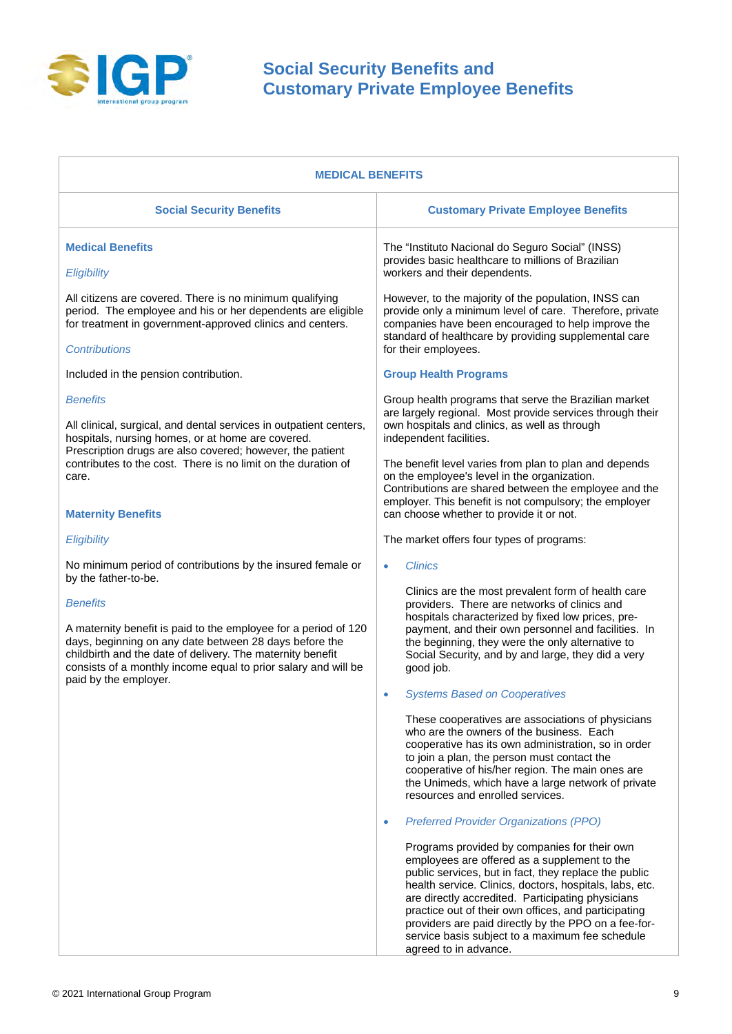# Social Security Benefits and Customary Private Employee Benefits

## MEDICAL BENEFITS

| Social Security Benefits | Customary Private Employee Benefits |
|---|---|
| **Medical Benefits**<br><br>*Eligibility*<br><br>All citizens are covered. There is no minimum qualifying period. The employee and his or her dependents are eligible for treatment in government-approved clinics and centers.<br><br>*Contributions*<br><br>Included in the pension contribution.<br><br>*Benefits*<br><br>All clinical, surgical, and dental services in outpatient centers, hospitals, nursing homes, or at home are covered. Prescription drugs are also covered; however, the patient contributes to the cost. There is no limit on the duration of care.<br><br>**Maternity Benefits**<br><br>*Eligibility*<br><br>No minimum period of contributions by the insured female or by the father-to-be.<br><br>*Benefits*<br><br>A maternity benefit is paid to the employee for a period of 120 days, beginning on any date between 28 days before the childbirth and the date of delivery. The maternity benefit consists of a monthly income equal to prior salary and will be paid by the employer. | The "Instituto Nacional do Seguro Social" (INSS) provides basic healthcare to millions of Brazilian workers and their dependents.<br><br>However, to the majority of the population, INSS can provide only a minimum level of care. Therefore, private companies have been encouraged to help improve the standard of healthcare by providing supplemental care for their employees.<br><br>**Group Health Programs**<br><br>Group health programs that serve the Brazilian market are largely regional. Most provide services through their own hospitals and clinics, as well as through independent facilities.<br><br>The benefit level varies from plan to plan and depends on the employee's level in the organization. Contributions are shared between the employee and the employer. This benefit is not compulsory; the employer can choose whether to provide it or not.<br><br>The market offers four types of programs:<br><br>• *Clinics*<br><br>Clinics are the most prevalent form of health care providers. There are networks of clinics and hospitals characterized by fixed low prices, pre-payment, and their own personnel and facilities. In the beginning, they were the only alternative to Social Security, and by and large, they did a very good job.<br><br>• *Systems Based on Cooperatives*<br><br>These cooperatives are associations of physicians who are the owners of the business. Each cooperative has its own administration, so in order to join a plan, the person must contact the cooperative of his/her region. The main ones are the Unimeds, which have a large network of private resources and enrolled services.<br><br>• *Preferred Provider Organizations (PPO)*<br><br>Programs provided by companies for their own employees are offered as a supplement to the public services, but in fact, they replace the public health service. Clinics, doctors, hospitals, labs, etc. are directly accredited. Participating physicians practice out of their own offices, and participating providers are paid directly by the PPO on a fee-for-service basis subject to a maximum fee schedule agreed to in advance. |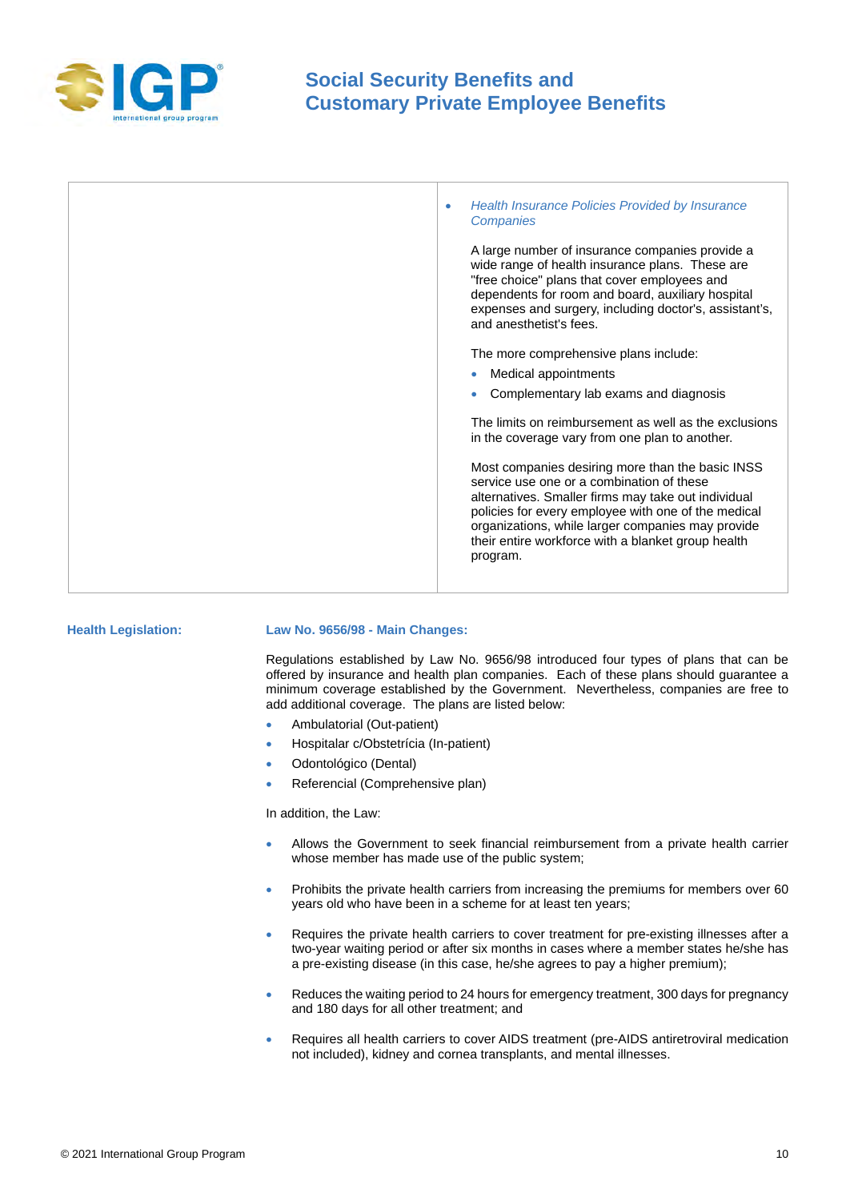- *Health Insurance Policies Provided by Insurance Companies*

  A large number of insurance companies provide a wide range of health insurance plans. These are "free choice" plans that cover employees and dependents for room and board, auxiliary hospital expenses and surgery, including doctor's, assistant's, and anesthetist's fees.

  The more comprehensive plans include:

  - Medical appointments
  - Complementary lab exams and diagnosis

  The limits on reimbursement as well as the exclusions in the coverage vary from one plan to another.

  Most companies desiring more than the basic INSS service use one or a combination of these alternatives. Smaller firms may take out individual policies for every employee with one of the medical organizations, while larger companies may provide their entire workforce with a blanket group health program.

**Health Legislation:**

**Law No. 9656/98 - Main Changes:**

Regulations established by Law No. 9656/98 introduced four types of plans that can be offered by insurance and health plan companies. Each of these plans should guarantee a minimum coverage established by the Government. Nevertheless, companies are free to add additional coverage. The plans are listed below:

- Ambulatorial (Out-patient)
- Hospitalar c/Obstetrícia (In-patient)
- Odontológico (Dental)
- Referencial (Comprehensive plan)

In addition, the Law:

- Allows the Government to seek financial reimbursement from a private health carrier whose member has made use of the public system;
- Prohibits the private health carriers from increasing the premiums for members over 60 years old who have been in a scheme for at least ten years;
- Requires the private health carriers to cover treatment for pre-existing illnesses after a two-year waiting period or after six months in cases where a member states he/she has a pre-existing disease (in this case, he/she agrees to pay a higher premium);
- Reduces the waiting period to 24 hours for emergency treatment, 300 days for pregnancy and 180 days for all other treatment; and
- Requires all health carriers to cover AIDS treatment (pre-AIDS antiretroviral medication not included), kidney and cornea transplants, and mental illnesses.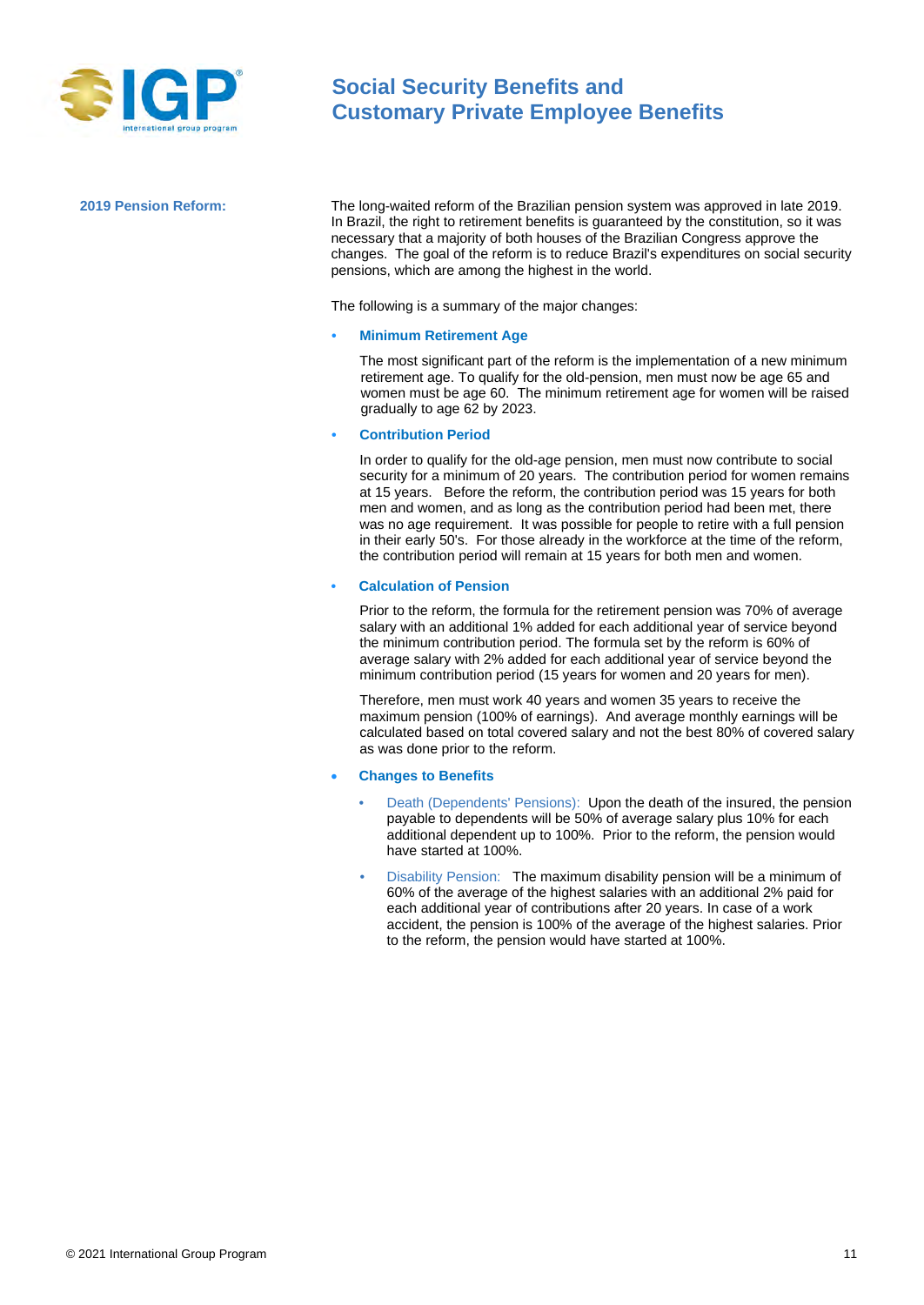## Social Security Benefits and Customary Private Employee Benefits

**2019 Pension Reform:**

The long-waited reform of the Brazilian pension system was approved in late 2019. In Brazil, the right to retirement benefits is guaranteed by the constitution, so it was necessary that a majority of both houses of the Brazilian Congress approve the changes. The goal of the reform is to reduce Brazil's expenditures on social security pensions, which are among the highest in the world.

The following is a summary of the major changes:

- **Minimum Retirement Age**

  The most significant part of the reform is the implementation of a new minimum retirement age. To qualify for the old-pension, men must now be age 65 and women must be age 60. The minimum retirement age for women will be raised gradually to age 62 by 2023.

- **Contribution Period**

  In order to qualify for the old-age pension, men must now contribute to social security for a minimum of 20 years. The contribution period for women remains at 15 years. Before the reform, the contribution period was 15 years for both men and women, and as long as the contribution period had been met, there was no age requirement. It was possible for people to retire with a full pension in their early 50's. For those already in the workforce at the time of the reform, the contribution period will remain at 15 years for both men and women.

- **Calculation of Pension**

  Prior to the reform, the formula for the retirement pension was 70% of average salary with an additional 1% added for each additional year of service beyond the minimum contribution period. The formula set by the reform is 60% of average salary with 2% added for each additional year of service beyond the minimum contribution period (15 years for women and 20 years for men).

  Therefore, men must work 40 years and women 35 years to receive the maximum pension (100% of earnings). And average monthly earnings will be calculated based on total covered salary and not the best 80% of covered salary as was done prior to the reform.

- **Changes to Benefits**

  - Death (Dependents' Pensions): Upon the death of the insured, the pension payable to dependents will be 50% of average salary plus 10% for each additional dependent up to 100%. Prior to the reform, the pension would have started at 100%.
  - Disability Pension: The maximum disability pension will be a minimum of 60% of the average of the highest salaries with an additional 2% paid for each additional year of contributions after 20 years. In case of a work accident, the pension is 100% of the average of the highest salaries. Prior to the reform, the pension would have started at 100%.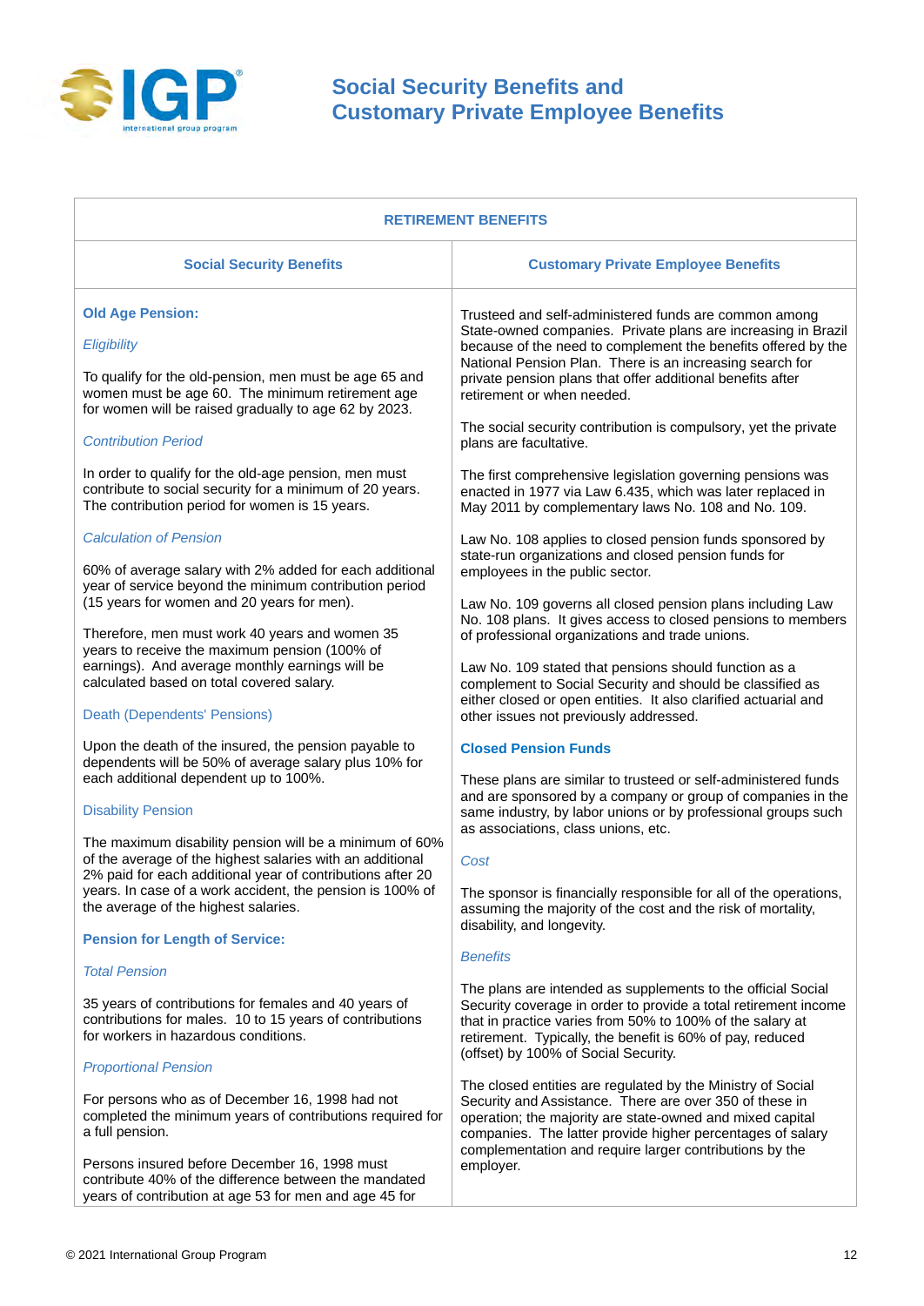# Social Security Benefits and Customary Private Employee Benefits

## RETIREMENT BENEFITS

### Social Security Benefits

**Old Age Pension:**

*Eligibility*

To qualify for the old-pension, men must be age 65 and women must be age 60. The minimum retirement age for women will be raised gradually to age 62 by 2023.

*Contribution Period*

In order to qualify for the old-age pension, men must contribute to social security for a minimum of 20 years. The contribution period for women is 15 years.

*Calculation of Pension*

60% of average salary with 2% added for each additional year of service beyond the minimum contribution period (15 years for women and 20 years for men).

Therefore, men must work 40 years and women 35 years to receive the maximum pension (100% of earnings). And average monthly earnings will be calculated based on total covered salary.

Death (Dependents' Pensions)

Upon the death of the insured, the pension payable to dependents will be 50% of average salary plus 10% for each additional dependent up to 100%.

Disability Pension

The maximum disability pension will be a minimum of 60% of the average of the highest salaries with an additional 2% paid for each additional year of contributions after 20 years. In case of a work accident, the pension is 100% of the average of the highest salaries.

**Pension for Length of Service:**

*Total Pension*

35 years of contributions for females and 40 years of contributions for males. 10 to 15 years of contributions for workers in hazardous conditions.

*Proportional Pension*

For persons who as of December 16, 1998 had not completed the minimum years of contributions required for a full pension.

Persons insured before December 16, 1998 must contribute 40% of the difference between the mandated years of contribution at age 53 for men and age 45 for

### Customary Private Employee Benefits

Trusteed and self-administered funds are common among State-owned companies. Private plans are increasing in Brazil because of the need to complement the benefits offered by the National Pension Plan. There is an increasing search for private pension plans that offer additional benefits after retirement or when needed.

The social security contribution is compulsory, yet the private plans are facultative.

The first comprehensive legislation governing pensions was enacted in 1977 via Law 6.435, which was later replaced in May 2011 by complementary laws No. 108 and No. 109.

Law No. 108 applies to closed pension funds sponsored by state-run organizations and closed pension funds for employees in the public sector.

Law No. 109 governs all closed pension plans including Law No. 108 plans. It gives access to closed pensions to members of professional organizations and trade unions.

Law No. 109 stated that pensions should function as a complement to Social Security and should be classified as either closed or open entities. It also clarified actuarial and other issues not previously addressed.

**Closed Pension Funds**

These plans are similar to trusteed or self-administered funds and are sponsored by a company or group of companies in the same industry, by labor unions or by professional groups such as associations, class unions, etc.

*Cost*

The sponsor is financially responsible for all of the operations, assuming the majority of the cost and the risk of mortality, disability, and longevity.

*Benefits*

The plans are intended as supplements to the official Social Security coverage in order to provide a total retirement income that in practice varies from 50% to 100% of the salary at retirement. Typically, the benefit is 60% of pay, reduced (offset) by 100% of Social Security.

The closed entities are regulated by the Ministry of Social Security and Assistance. There are over 350 of these in operation; the majority are state-owned and mixed capital companies. The latter provide higher percentages of salary complementation and require larger contributions by the employer.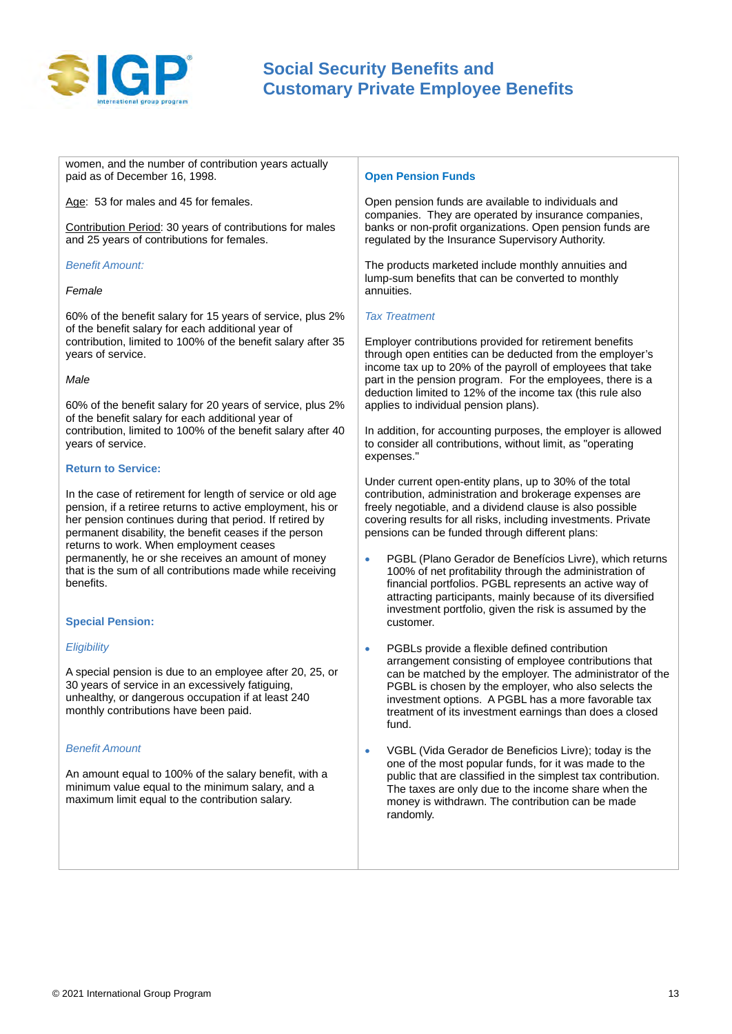women, and the number of contribution years actually paid as of December 16, 1998.

Age: 53 for males and 45 for females.

Contribution Period: 30 years of contributions for males and 25 years of contributions for females.

*Benefit Amount:*

*Female*

60% of the benefit salary for 15 years of service, plus 2% of the benefit salary for each additional year of contribution, limited to 100% of the benefit salary after 35 years of service.

*Male*

60% of the benefit salary for 20 years of service, plus 2% of the benefit salary for each additional year of contribution, limited to 100% of the benefit salary after 40 years of service.

**Return to Service:**

In the case of retirement for length of service or old age pension, if a retiree returns to active employment, his or her pension continues during that period. If retired by permanent disability, the benefit ceases if the person returns to work. When employment ceases permanently, he or she receives an amount of money that is the sum of all contributions made while receiving benefits.

**Special Pension:**

*Eligibility*

A special pension is due to an employee after 20, 25, or 30 years of service in an excessively fatiguing, unhealthy, or dangerous occupation if at least 240 monthly contributions have been paid.

*Benefit Amount*

An amount equal to 100% of the salary benefit, with a minimum value equal to the minimum salary, and a maximum limit equal to the contribution salary.

**Open Pension Funds**

Open pension funds are available to individuals and companies. They are operated by insurance companies, banks or non-profit organizations. Open pension funds are regulated by the Insurance Supervisory Authority.

The products marketed include monthly annuities and lump-sum benefits that can be converted to monthly annuities.

*Tax Treatment*

Employer contributions provided for retirement benefits through open entities can be deducted from the employer's income tax up to 20% of the payroll of employees that take part in the pension program. For the employees, there is a deduction limited to 12% of the income tax (this rule also applies to individual pension plans).

In addition, for accounting purposes, the employer is allowed to consider all contributions, without limit, as "operating expenses."

Under current open-entity plans, up to 30% of the total contribution, administration and brokerage expenses are freely negotiable, and a dividend clause is also possible covering results for all risks, including investments. Private pensions can be funded through different plans:

- PGBL (Plano Gerador de Benefícios Livre), which returns 100% of net profitability through the administration of financial portfolios. PGBL represents an active way of attracting participants, mainly because of its diversified investment portfolio, given the risk is assumed by the customer.
- PGBLs provide a flexible defined contribution arrangement consisting of employee contributions that can be matched by the employer. The administrator of the PGBL is chosen by the employer, who also selects the investment options. A PGBL has a more favorable tax treatment of its investment earnings than does a closed fund.
- VGBL (Vida Gerador de Beneficios Livre); today is the one of the most popular funds, for it was made to the public that are classified in the simplest tax contribution. The taxes are only due to the income share when the money is withdrawn. The contribution can be made randomly.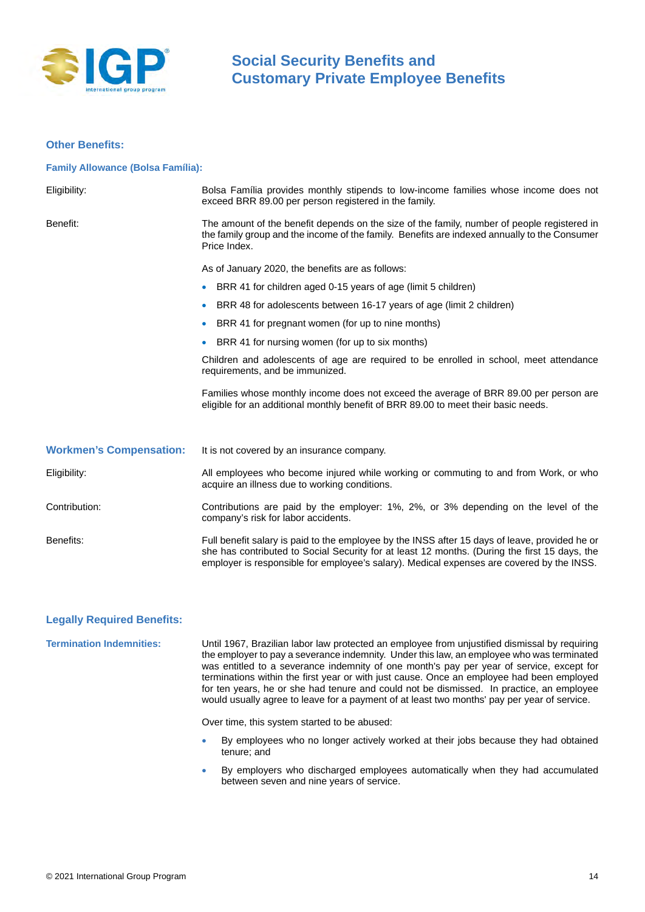## Other Benefits:

### Family Allowance (Bolsa Família):

| | |
|---|---|
| Eligibility: | Bolsa Família provides monthly stipends to low-income families whose income does not exceed BRR 89.00 per person registered in the family. |
| Benefit: | The amount of the benefit depends on the size of the family, number of people registered in the family group and the income of the family. Benefits are indexed annually to the Consumer Price Index. |

As of January 2020, the benefits are as follows:

- BRR 41 for children aged 0-15 years of age (limit 5 children)
- BRR 48 for adolescents between 16-17 years of age (limit 2 children)
- BRR 41 for pregnant women (for up to nine months)
- BRR 41 for nursing women (for up to six months)

Children and adolescents of age are required to be enrolled in school, meet attendance requirements, and be immunized.

Families whose monthly income does not exceed the average of BRR 89.00 per person are eligible for an additional monthly benefit of BRR 89.00 to meet their basic needs.

### Workmen's Compensation:

It is not covered by an insurance company.

| | |
|---|---|
| Eligibility: | All employees who become injured while working or commuting to and from Work, or who acquire an illness due to working conditions. |
| Contribution: | Contributions are paid by the employer: 1%, 2%, or 3% depending on the level of the company's risk for labor accidents. |
| Benefits: | Full benefit salary is paid to the employee by the INSS after 15 days of leave, provided he or she has contributed to Social Security for at least 12 months. (During the first 15 days, the employer is responsible for employee's salary). Medical expenses are covered by the INSS. |

## Legally Required Benefits:

### Termination Indemnities:

Until 1967, Brazilian labor law protected an employee from unjustified dismissal by requiring the employer to pay a severance indemnity. Under this law, an employee who was terminated was entitled to a severance indemnity of one month's pay per year of service, except for terminations within the first year or with just cause. Once an employee had been employed for ten years, he or she had tenure and could not be dismissed. In practice, an employee would usually agree to leave for a payment of at least two months' pay per year of service.

Over time, this system started to be abused:

- By employees who no longer actively worked at their jobs because they had obtained tenure; and
- By employers who discharged employees automatically when they had accumulated between seven and nine years of service.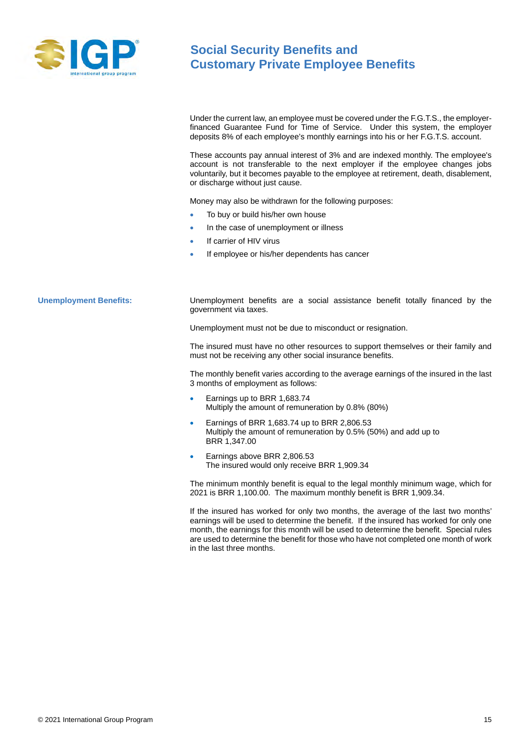# Social Security Benefits and Customary Private Employee Benefits

Under the current law, an employee must be covered under the F.G.T.S., the employer-financed Guarantee Fund for Time of Service. Under this system, the employer deposits 8% of each employee's monthly earnings into his or her F.G.T.S. account.

These accounts pay annual interest of 3% and are indexed monthly. The employee's account is not transferable to the next employer if the employee changes jobs voluntarily, but it becomes payable to the employee at retirement, death, disablement, or discharge without just cause.

Money may also be withdrawn for the following purposes:

- To buy or build his/her own house
- In the case of unemployment or illness
- If carrier of HIV virus
- If employee or his/her dependents has cancer

## Unemployment Benefits:

Unemployment benefits are a social assistance benefit totally financed by the government via taxes.

Unemployment must not be due to misconduct or resignation.

The insured must have no other resources to support themselves or their family and must not be receiving any other social insurance benefits.

The monthly benefit varies according to the average earnings of the insured in the last 3 months of employment as follows:

- Earnings up to BRR 1,683.74
  Multiply the amount of remuneration by 0.8% (80%)
- Earnings of BRR 1,683.74 up to BRR 2,806.53
  Multiply the amount of remuneration by 0.5% (50%) and add up to BRR 1,347.00
- Earnings above BRR 2,806.53
  The insured would only receive BRR 1,909.34

The minimum monthly benefit is equal to the legal monthly minimum wage, which for 2021 is BRR 1,100.00. The maximum monthly benefit is BRR 1,909.34.

If the insured has worked for only two months, the average of the last two months' earnings will be used to determine the benefit. If the insured has worked for only one month, the earnings for this month will be used to determine the benefit. Special rules are used to determine the benefit for those who have not completed one month of work in the last three months.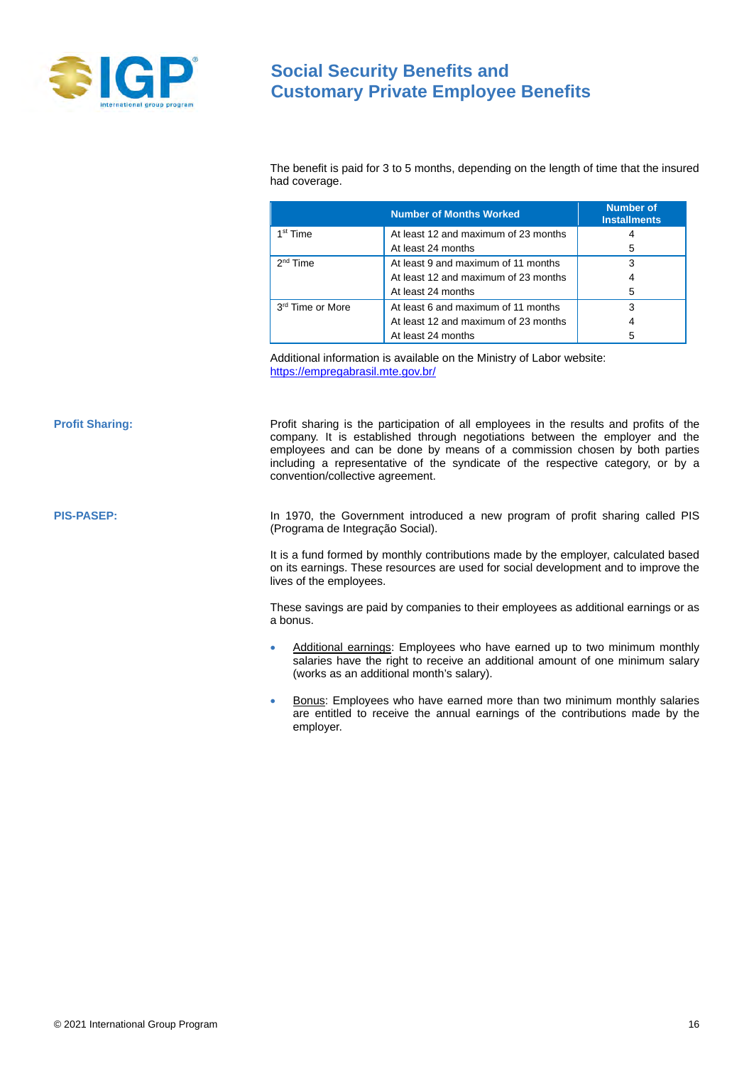The benefit is paid for 3 to 5 months, depending on the length of time that the insured had coverage.

| | Number of Months Worked | Number of Installments |
|---|---|---|
| 1st Time | At least 12 and maximum of 23 months | 4 |
| | At least 24 months | 5 |
| 2nd Time | At least 9 and maximum of 11 months | 3 |
| | At least 12 and maximum of 23 months | 4 |
| | At least 24 months | 5 |
| 3rd Time or More | At least 6 and maximum of 11 months | 3 |
| | At least 12 and maximum of 23 months | 4 |
| | At least 24 months | 5 |

Additional information is available on the Ministry of Labor website:
https://empregabrasil.mte.gov.br/

**Profit Sharing:**

Profit sharing is the participation of all employees in the results and profits of the company. It is established through negotiations between the employer and the employees and can be done by means of a commission chosen by both parties including a representative of the syndicate of the respective category, or by a convention/collective agreement.

**PIS-PASEP:**

In 1970, the Government introduced a new program of profit sharing called PIS (Programa de Integração Social).

It is a fund formed by monthly contributions made by the employer, calculated based on its earnings. These resources are used for social development and to improve the lives of the employees.

These savings are paid by companies to their employees as additional earnings or as a bonus.

- Additional earnings: Employees who have earned up to two minimum monthly salaries have the right to receive an additional amount of one minimum salary (works as an additional month's salary).
- Bonus: Employees who have earned more than two minimum monthly salaries are entitled to receive the annual earnings of the contributions made by the employer.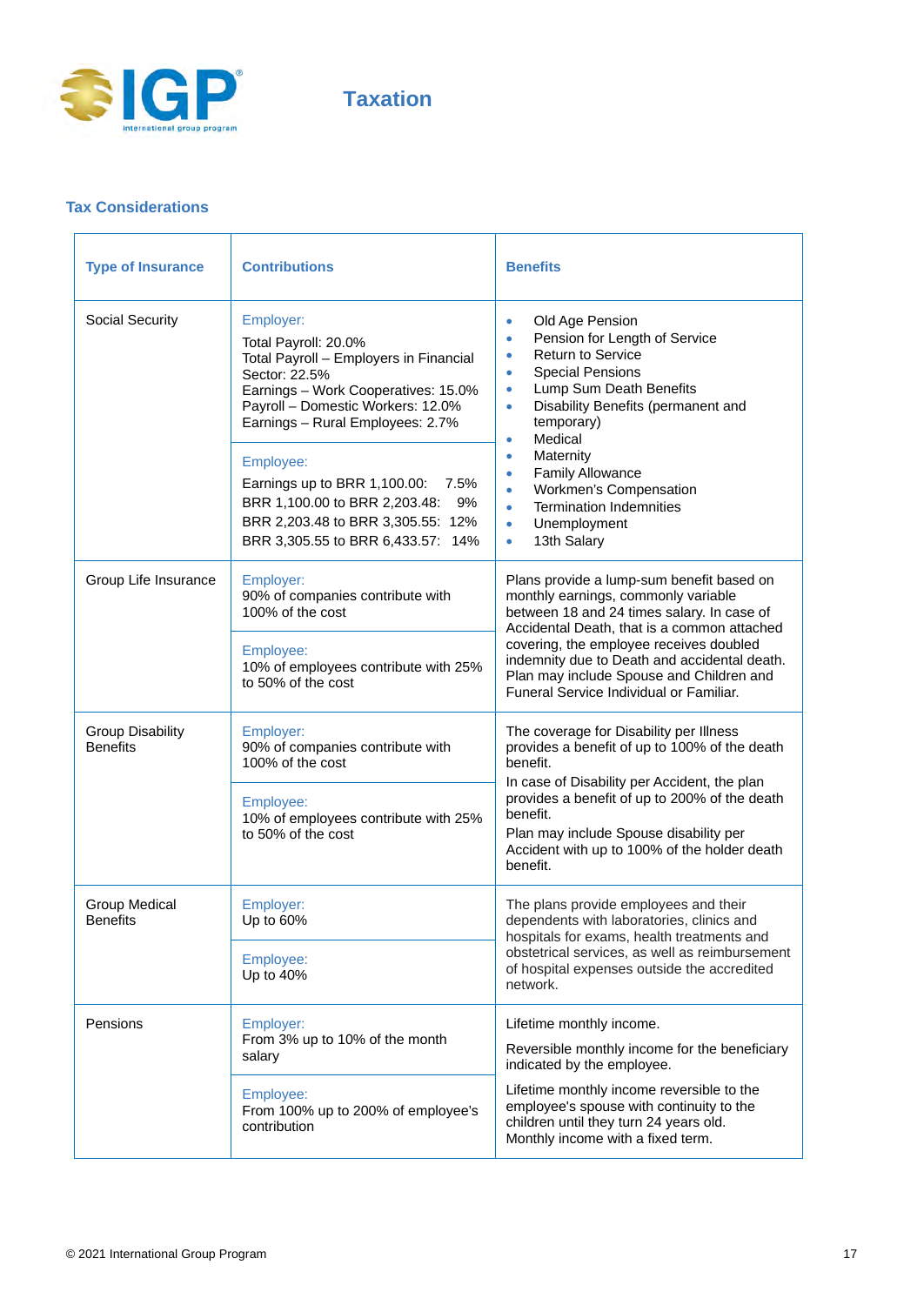# Taxation

## Tax Considerations

| Type of Insurance | Contributions | Benefits |
|---|---|---|
| Social Security | Employer:<br>Total Payroll: 20.0%<br>Total Payroll – Employers in Financial Sector: 22.5%<br>Earnings – Work Cooperatives: 15.0%<br>Payroll – Domestic Workers: 12.0%<br>Earnings – Rural Employees: 2.7%<br><br>Employee:<br>Earnings up to BRR 1,100.00: 7.5%<br>BRR 1,100.00 to BRR 2,203.48: 9%<br>BRR 2,203.48 to BRR 3,305.55: 12%<br>BRR 3,305.55 to BRR 6,433.57: 14% | • Old Age Pension<br>• Pension for Length of Service<br>• Return to Service<br>• Special Pensions<br>• Lump Sum Death Benefits<br>• Disability Benefits (permanent and temporary)<br>• Medical<br>• Maternity<br>• Family Allowance<br>• Workmen's Compensation<br>• Termination Indemnities<br>• Unemployment<br>• 13th Salary |
| Group Life Insurance | Employer:<br>90% of companies contribute with 100% of the cost<br><br>Employee:<br>10% of employees contribute with 25% to 50% of the cost | Plans provide a lump-sum benefit based on monthly earnings, commonly variable between 18 and 24 times salary. In case of Accidental Death, that is a common attached covering, the employee receives doubled indemnity due to Death and accidental death. Plan may include Spouse and Children and Funeral Service Individual or Familiar. |
| Group Disability Benefits | Employer:<br>90% of companies contribute with 100% of the cost<br><br>Employee:<br>10% of employees contribute with 25% to 50% of the cost | The coverage for Disability per Illness provides a benefit of up to 100% of the death benefit.<br>In case of Disability per Accident, the plan provides a benefit of up to 200% of the death benefit.<br>Plan may include Spouse disability per Accident with up to 100% of the holder death benefit. |
| Group Medical Benefits | Employer:<br>Up to 60%<br><br>Employee:<br>Up to 40% | The plans provide employees and their dependents with laboratories, clinics and hospitals for exams, health treatments and obstetrical services, as well as reimbursement of hospital expenses outside the accredited network. |
| Pensions | Employer:<br>From 3% up to 10% of the month salary<br><br>Employee:<br>From 100% up to 200% of employee's contribution | Lifetime monthly income.<br>Reversible monthly income for the beneficiary indicated by the employee.<br>Lifetime monthly income reversible to the employee's spouse with continuity to the children until they turn 24 years old.<br>Monthly income with a fixed term. |

© 2021 International Group Program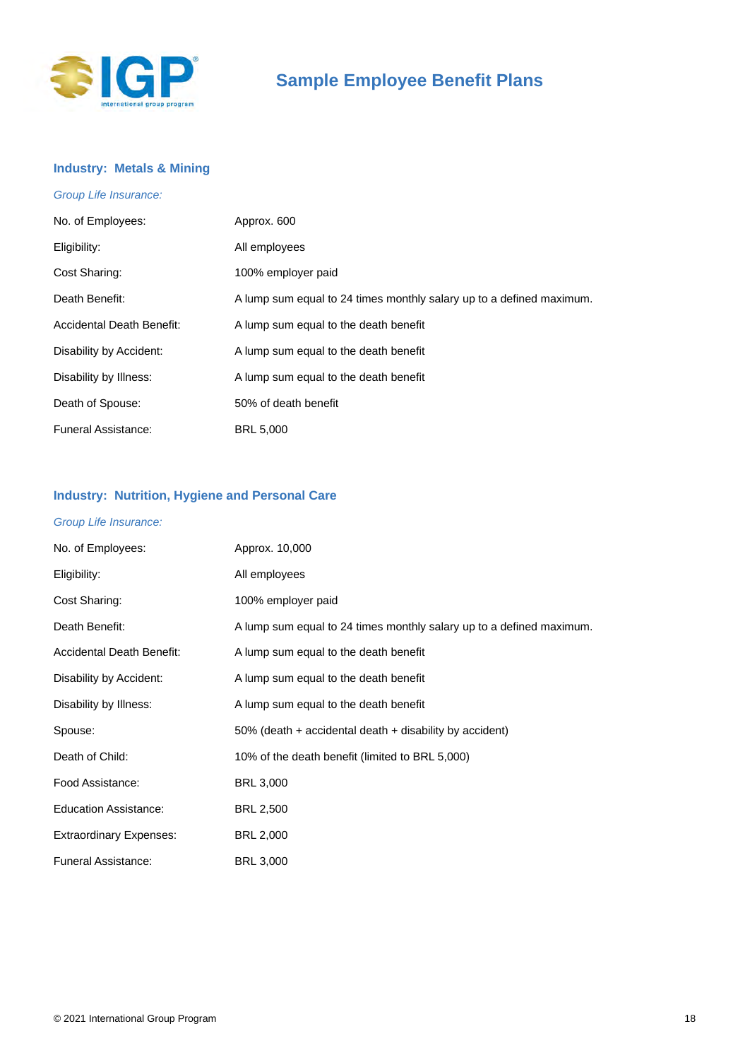# Sample Employee Benefit Plans

## Industry: Metals & Mining

*Group Life Insurance:*

| | |
|---|---|
| No. of Employees: | Approx. 600 |
| Eligibility: | All employees |
| Cost Sharing: | 100% employer paid |
| Death Benefit: | A lump sum equal to 24 times monthly salary up to a defined maximum. |
| Accidental Death Benefit: | A lump sum equal to the death benefit |
| Disability by Accident: | A lump sum equal to the death benefit |
| Disability by Illness: | A lump sum equal to the death benefit |
| Death of Spouse: | 50% of death benefit |
| Funeral Assistance: | BRL 5,000 |

## Industry: Nutrition, Hygiene and Personal Care

*Group Life Insurance:*

| | |
|---|---|
| No. of Employees: | Approx. 10,000 |
| Eligibility: | All employees |
| Cost Sharing: | 100% employer paid |
| Death Benefit: | A lump sum equal to 24 times monthly salary up to a defined maximum. |
| Accidental Death Benefit: | A lump sum equal to the death benefit |
| Disability by Accident: | A lump sum equal to the death benefit |
| Disability by Illness: | A lump sum equal to the death benefit |
| Spouse: | 50% (death + accidental death + disability by accident) |
| Death of Child: | 10% of the death benefit (limited to BRL 5,000) |
| Food Assistance: | BRL 3,000 |
| Education Assistance: | BRL 2,500 |
| Extraordinary Expenses: | BRL 2,000 |
| Funeral Assistance: | BRL 3,000 |

© 2021 International Group Program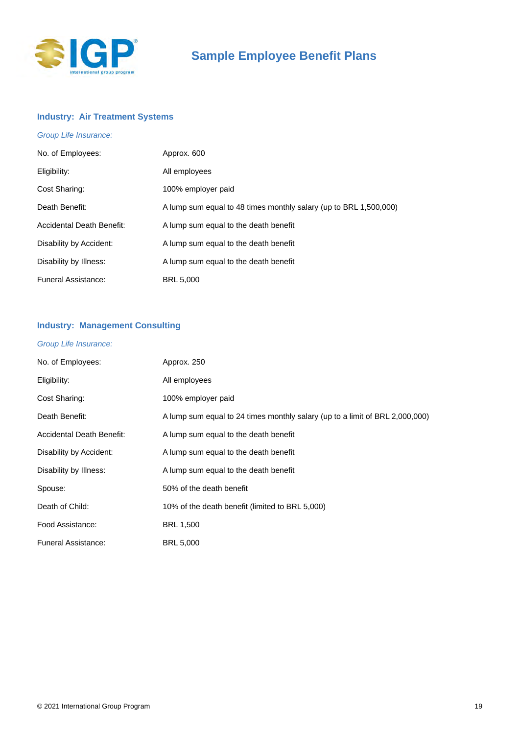# Sample Employee Benefit Plans

## Industry: Air Treatment Systems

*Group Life Insurance:*

| | |
|---|---|
| No. of Employees: | Approx. 600 |
| Eligibility: | All employees |
| Cost Sharing: | 100% employer paid |
| Death Benefit: | A lump sum equal to 48 times monthly salary (up to BRL 1,500,000) |
| Accidental Death Benefit: | A lump sum equal to the death benefit |
| Disability by Accident: | A lump sum equal to the death benefit |
| Disability by Illness: | A lump sum equal to the death benefit |
| Funeral Assistance: | BRL 5,000 |

## Industry: Management Consulting

*Group Life Insurance:*

| | |
|---|---|
| No. of Employees: | Approx. 250 |
| Eligibility: | All employees |
| Cost Sharing: | 100% employer paid |
| Death Benefit: | A lump sum equal to 24 times monthly salary (up to a limit of BRL 2,000,000) |
| Accidental Death Benefit: | A lump sum equal to the death benefit |
| Disability by Accident: | A lump sum equal to the death benefit |
| Disability by Illness: | A lump sum equal to the death benefit |
| Spouse: | 50% of the death benefit |
| Death of Child: | 10% of the death benefit (limited to BRL 5,000) |
| Food Assistance: | BRL 1,500 |
| Funeral Assistance: | BRL 5,000 |

© 2021 International Group Program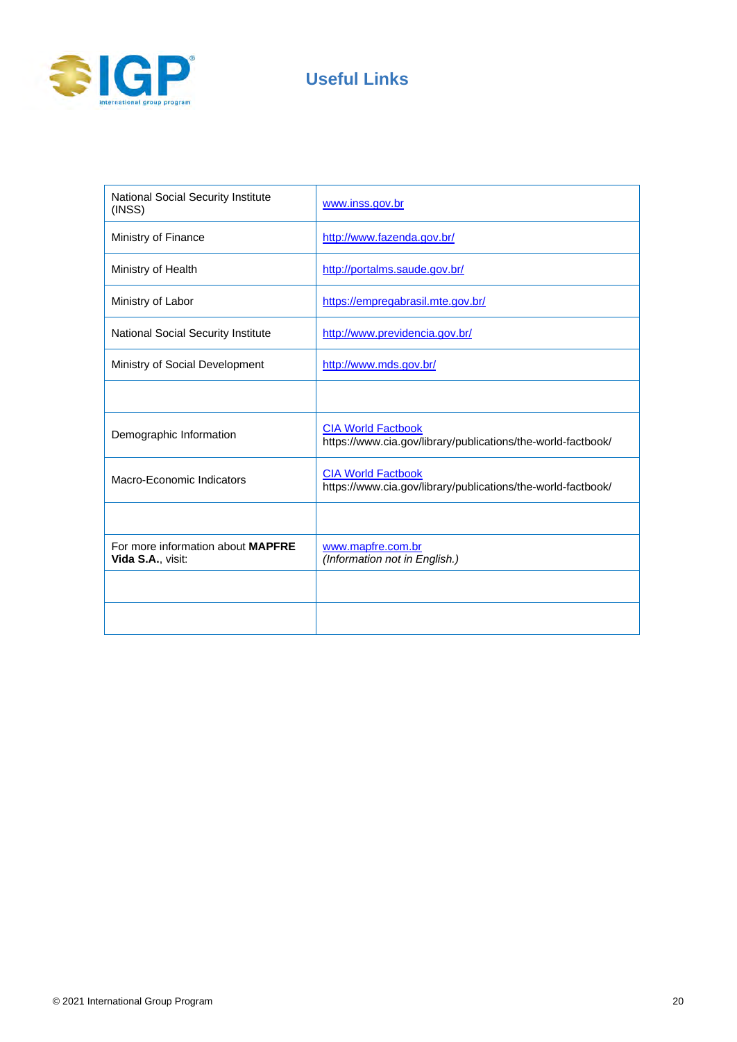# Useful Links

| | |
|---|---|
| National Social Security Institute (INSS) | www.inss.gov.br |
| Ministry of Finance | http://www.fazenda.gov.br/ |
| Ministry of Health | http://portalms.saude.gov.br/ |
| Ministry of Labor | https://empregabrasil.mte.gov.br/ |
| National Social Security Institute | http://www.previdencia.gov.br/ |
| Ministry of Social Development | http://www.mds.gov.br/ |
| | |
| Demographic Information | CIA World Factbook https://www.cia.gov/library/publications/the-world-factbook/ |
| Macro-Economic Indicators | CIA World Factbook https://www.cia.gov/library/publications/the-world-factbook/ |
| | |
| For more information about **MAPFRE Vida S.A.**, visit: | www.mapfre.com.br *(Information not in English.)* |
| | |
| | |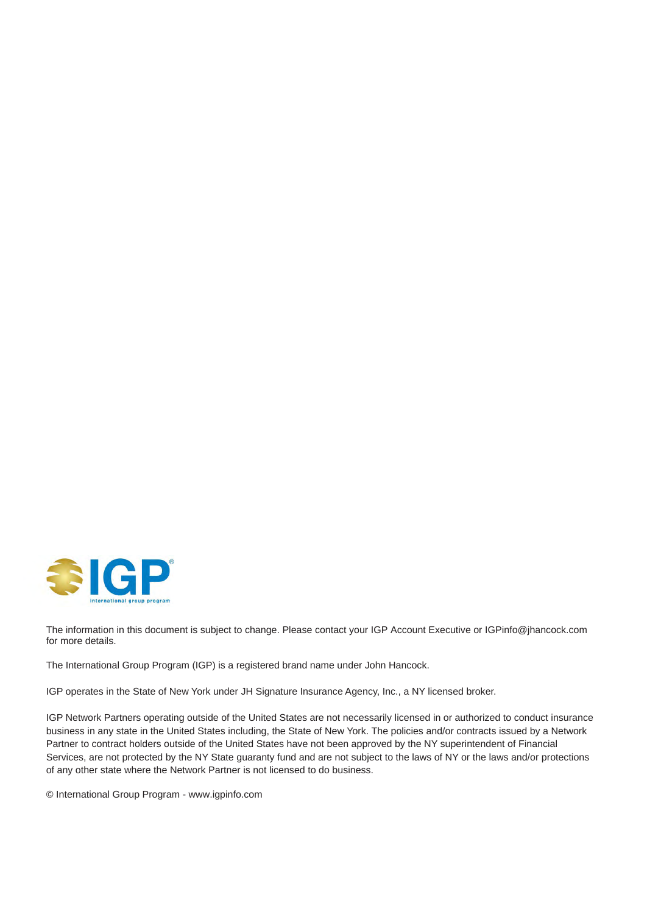The information in this document is subject to change. Please contact your IGP Account Executive or IGPinfo@jhancock.com for more details.

The International Group Program (IGP) is a registered brand name under John Hancock.

IGP operates in the State of New York under JH Signature Insurance Agency, Inc., a NY licensed broker.

IGP Network Partners operating outside of the United States are not necessarily licensed in or authorized to conduct insurance business in any state in the United States including, the State of New York. The policies and/or contracts issued by a Network Partner to contract holders outside of the United States have not been approved by the NY superintendent of Financial Services, are not protected by the NY State guaranty fund and are not subject to the laws of NY or the laws and/or protections of any other state where the Network Partner is not licensed to do business.

© International Group Program - www.igpinfo.com